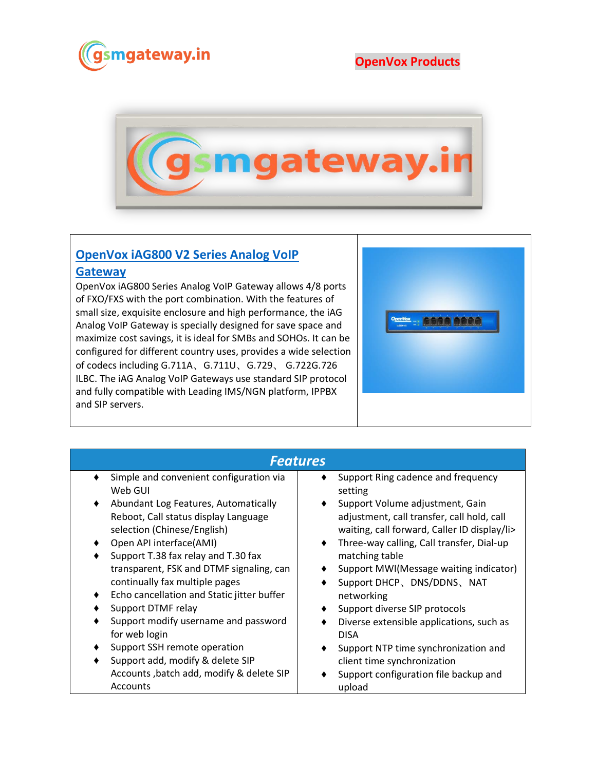OpenVox Products

## OpenVox iAG800 V2 Series Analog VoIP Gateway

OpenVox iAG800 Series Analog VoIP Gateway allows 4/8 ports of FXO/FXS with the port combination. With the features of small size, exquisite enclosure and high performance, the iAG Analog VoIP Gateway is specially designed for save space and maximize cost savings, it is ideal for SMBs and SOHOs. It can be configured for different country uses, provides a wide selection of codecs including G.711A、G.711U、G.729、 G.722G.726 ILBC. The iAG Analog VoIP Gateways use standard SIP protocol and fully compatible with Leading IMS/NGN platform, IPPBX and SIP servers.

## *Features*

- Simple and convenient configuration via Web GUI
- Abundant Log Features, Automatically Reboot, Call status display Language selection (Chinese/English)
- Open API interface(AMI)
- Support T.38 fax relay and T.30 fax transparent, FSK and DTMF signaling, can continually fax multiple pages
- Echo cancellation and Static jitter buffer
- Support DTMF relay
- Support modify username and password for web login
- Support SSH remote operation
- Support add, modify & delete SIP Accounts ,batch add, modify & delete SIP Accounts
- Support Ring cadence and frequency setting
- Support Volume adjustment, Gain adjustment, call transfer, call hold, call waiting, call forward, Caller ID display/li>
- Three-way calling, Call transfer, Dial-up matching table
- Support MWI(Message waiting indicator)
- Support DHCP、DNS/DDNS、NAT networking
- Support diverse SIP protocols
- Diverse extensible applications, such as DISA
- Support NTP time synchronization and client time synchronization
- Support configuration file backup and upload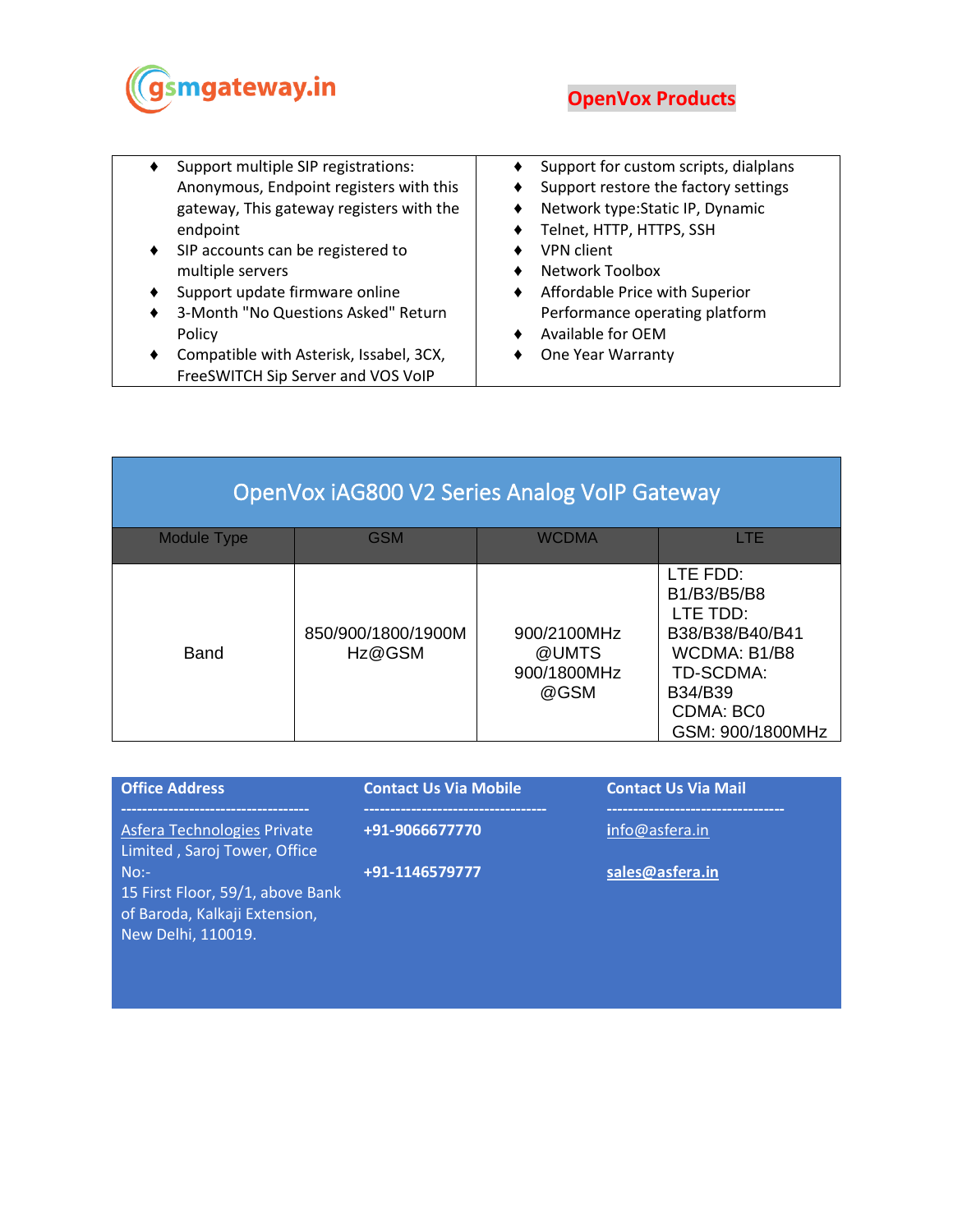**OpenVox Products**

| | |
|---|---|
| ♦ Support multiple SIP registrations: Anonymous, Endpoint registers with this gateway, This gateway registers with the endpoint<br>♦ SIP accounts can be registered to multiple servers<br>♦ Support update firmware online<br>♦ 3-Month "No Questions Asked" Return Policy<br>♦ Compatible with Asterisk, Issabel, 3CX, FreeSWITCH Sip Server and VOS VoIP | ♦ Support for custom scripts, dialplans<br>♦ Support restore the factory settings<br>♦ Network type:Static IP, Dynamic<br>♦ Telnet, HTTP, HTTPS, SSH<br>♦ VPN client<br>♦ Network Toolbox<br>♦ Affordable Price with Superior Performance operating platform<br>♦ Available for OEM<br>♦ One Year Warranty |

## OpenVox iAG800 V2 Series Analog VoIP Gateway

| Module Type | GSM | WCDMA | LTE |
|---|---|---|---|
| Band | 850/900/1800/1900MHz@GSM | 900/2100MHz @UMTS 900/1800MHz @GSM | LTE FDD: B1/B3/B5/B8<br>LTE TDD: B38/B38/B40/B41<br>WCDMA: B1/B8<br>TD-SCDMA: B34/B39<br>CDMA: BC0<br>GSM: 900/1800MHz |

| Office Address | Contact Us Via Mobile | Contact Us Via Mail |
|---|---|---|
| Asfera Technologies Private Limited , Saroj Tower, Office No:-<br>15 First Floor, 59/1, above Bank of Baroda, Kalkaji Extension, New Delhi, 110019. | **+91-9066677770**<br>**+91-1146579777** | info@asfera.in<br>**sales@asfera.in** |